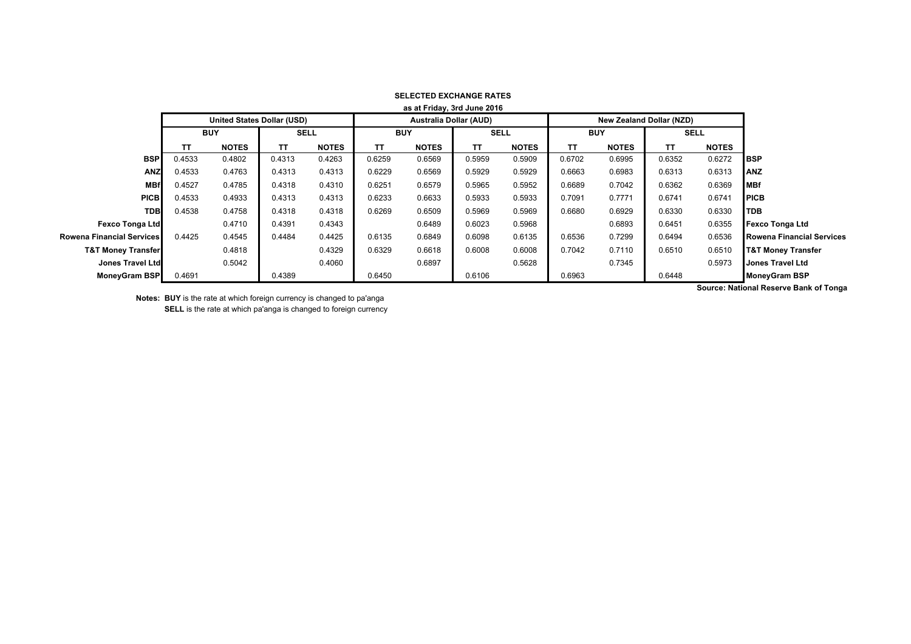**SELECTED EXCHANGE RATES**

**as at Friday, 3rd June 2016**

| | United States Dollar (USD) | | | | Australia Dollar (AUD) | | | | New Zealand Dollar (NZD) | | | | |
|---|---|---|---|---|---|---|---|---|---|---|---|---|---|
| | BUY | | SELL | | BUY | | SELL | | BUY | | SELL | | |
| | TT | NOTES | TT | NOTES | TT | NOTES | TT | NOTES | TT | NOTES | TT | NOTES | |
| **BSP** | 0.4533 | 0.4802 | 0.4313 | 0.4263 | 0.6259 | 0.6569 | 0.5959 | 0.5909 | 0.6702 | 0.6995 | 0.6352 | 0.6272 | **BSP** |
| **ANZ** | 0.4533 | 0.4763 | 0.4313 | 0.4313 | 0.6229 | 0.6569 | 0.5929 | 0.5929 | 0.6663 | 0.6983 | 0.6313 | 0.6313 | **ANZ** |
| **MBf** | 0.4527 | 0.4785 | 0.4318 | 0.4310 | 0.6251 | 0.6579 | 0.5965 | 0.5952 | 0.6689 | 0.7042 | 0.6362 | 0.6369 | **MBf** |
| **PICB** | 0.4533 | 0.4933 | 0.4313 | 0.4313 | 0.6233 | 0.6633 | 0.5933 | 0.5933 | 0.7091 | 0.7771 | 0.6741 | 0.6741 | **PICB** |
| **TDB** | 0.4538 | 0.4758 | 0.4318 | 0.4318 | 0.6269 | 0.6509 | 0.5969 | 0.5969 | 0.6680 | 0.6929 | 0.6330 | 0.6330 | **TDB** |
| **Fexco Tonga Ltd** | | 0.4710 | 0.4391 | 0.4343 | | 0.6489 | 0.6023 | 0.5968 | | 0.6893 | 0.6451 | 0.6355 | **Fexco Tonga Ltd** |
| **Rowena Financial Services** | 0.4425 | 0.4545 | 0.4484 | 0.4425 | 0.6135 | 0.6849 | 0.6098 | 0.6135 | 0.6536 | 0.7299 | 0.6494 | 0.6536 | **Rowena Financial Services** |
| **T&T Money Transfer** | | 0.4818 | | 0.4329 | 0.6329 | 0.6618 | 0.6008 | 0.6008 | 0.7042 | 0.7110 | 0.6510 | 0.6510 | **T&T Money Transfer** |
| **Jones Travel Ltd** | | 0.5042 | | 0.4060 | | 0.6897 | | 0.5628 | | 0.7345 | | 0.5973 | **Jones Travel Ltd** |
| **MoneyGram BSP** | 0.4691 | | 0.4389 | | 0.6450 | | 0.6106 | | 0.6963 | | 0.6448 | | **MoneyGram BSP** |

**Source: National Reserve Bank of Tonga**

**Notes:** **BUY** is the rate at which foreign currency is changed to pa'anga
**SELL** is the rate at which pa'anga is changed to foreign currency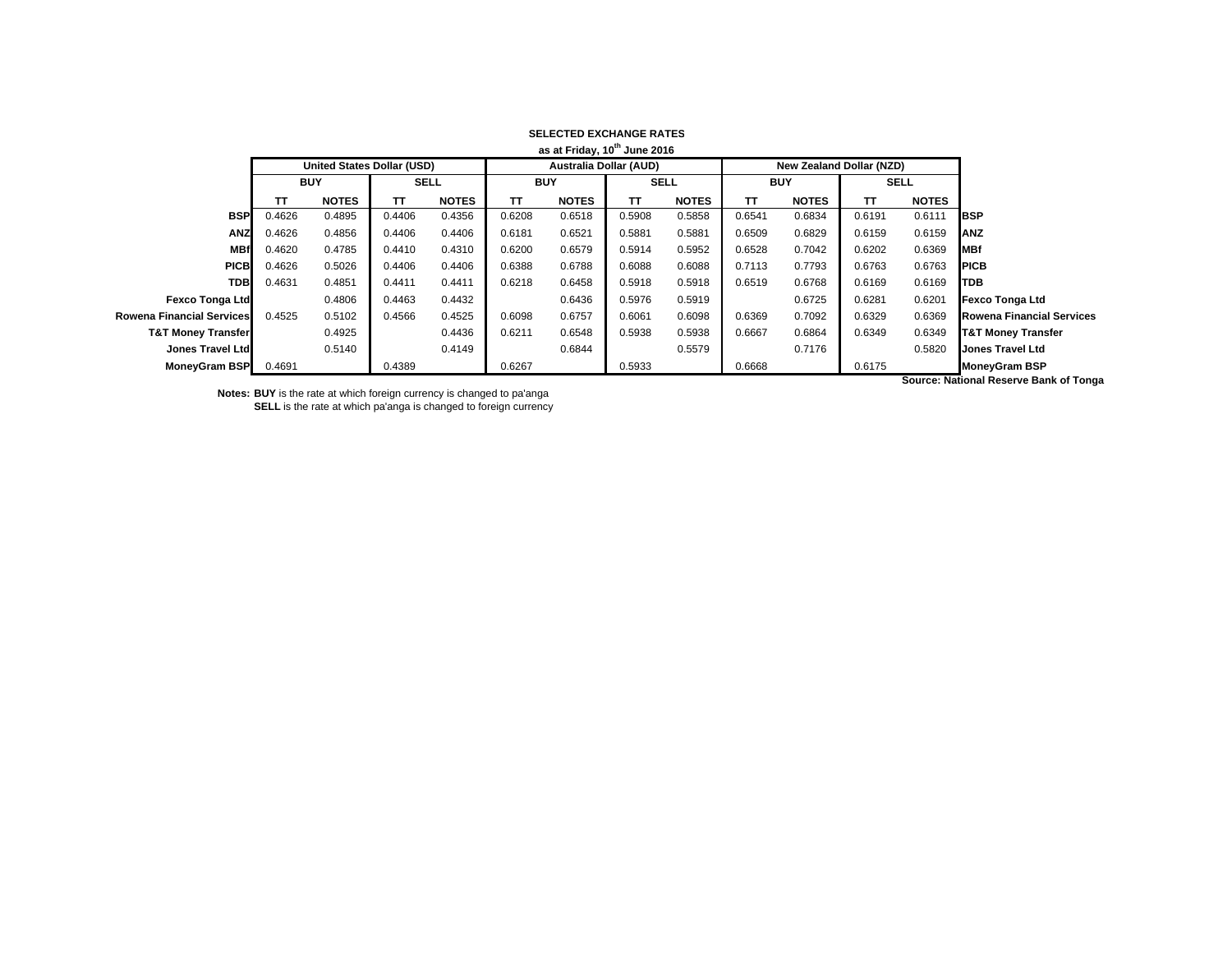**SELECTED EXCHANGE RATES**

**as at Friday, 10th June 2016**

| | United States Dollar (USD) | | | | Australia Dollar (AUD) | | | | New Zealand Dollar (NZD) | | | | |
|---|---|---|---|---|---|---|---|---|---|---|---|---|---|
| | BUY | | SELL | | BUY | | SELL | | BUY | | SELL | | |
| | TT | NOTES | TT | NOTES | TT | NOTES | TT | NOTES | TT | NOTES | TT | NOTES | |
| **BSP** | 0.4626 | 0.4895 | 0.4406 | 0.4356 | 0.6208 | 0.6518 | 0.5908 | 0.5858 | 0.6541 | 0.6834 | 0.6191 | 0.6111 | **BSP** |
| **ANZ** | 0.4626 | 0.4856 | 0.4406 | 0.4406 | 0.6181 | 0.6521 | 0.5881 | 0.5881 | 0.6509 | 0.6829 | 0.6159 | 0.6159 | **ANZ** |
| **MBf** | 0.4620 | 0.4785 | 0.4410 | 0.4310 | 0.6200 | 0.6579 | 0.5914 | 0.5952 | 0.6528 | 0.7042 | 0.6202 | 0.6369 | **MBf** |
| **PICB** | 0.4626 | 0.5026 | 0.4406 | 0.4406 | 0.6388 | 0.6788 | 0.6088 | 0.6088 | 0.7113 | 0.7793 | 0.6763 | 0.6763 | **PICB** |
| **TDB** | 0.4631 | 0.4851 | 0.4411 | 0.4411 | 0.6218 | 0.6458 | 0.5918 | 0.5918 | 0.6519 | 0.6768 | 0.6169 | 0.6169 | **TDB** |
| **Fexco Tonga Ltd** | | 0.4806 | 0.4463 | 0.4432 | | 0.6436 | 0.5976 | 0.5919 | | 0.6725 | 0.6281 | 0.6201 | **Fexco Tonga Ltd** |
| **Rowena Financial Services** | 0.4525 | 0.5102 | 0.4566 | 0.4525 | 0.6098 | 0.6757 | 0.6061 | 0.6098 | 0.6369 | 0.7092 | 0.6329 | 0.6369 | **Rowena Financial Services** |
| **T&T Money Transfer** | | 0.4925 | | 0.4436 | 0.6211 | 0.6548 | 0.5938 | 0.5938 | 0.6667 | 0.6864 | 0.6349 | 0.6349 | **T&T Money Transfer** |
| **Jones Travel Ltd** | | 0.5140 | | 0.4149 | | 0.6844 | | 0.5579 | | 0.7176 | | 0.5820 | **Jones Travel Ltd** |
| **MoneyGram BSP** | 0.4691 | | 0.4389 | | 0.6267 | | 0.5933 | | 0.6668 | | 0.6175 | | **MoneyGram BSP** |

**Source: National Reserve Bank of Tonga**

**Notes: BUY** is the rate at which foreign currency is changed to pa'anga
**SELL** is the rate at which pa'anga is changed to foreign currency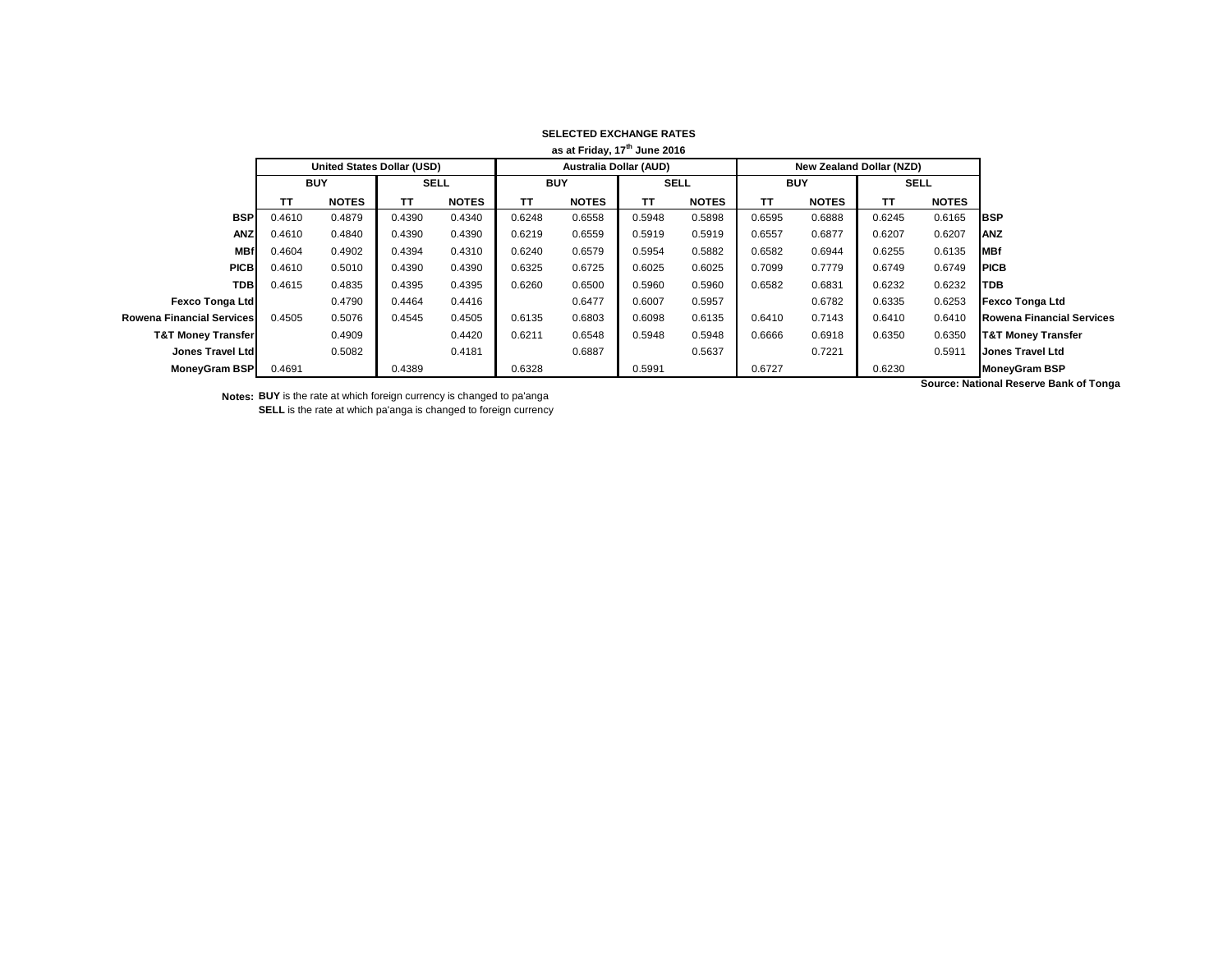**SELECTED EXCHANGE RATES**

**as at Friday, 17th June 2016**

| | United States Dollar (USD) | | | | Australia Dollar (AUD) | | | | New Zealand Dollar (NZD) | | | | |
|---|---|---|---|---|---|---|---|---|---|---|---|---|---|
| | BUY | | SELL | | BUY | | SELL | | BUY | | SELL | | |
| | TT | NOTES | TT | NOTES | TT | NOTES | TT | NOTES | TT | NOTES | TT | NOTES | |
| **BSP** | 0.4610 | 0.4879 | 0.4390 | 0.4340 | 0.6248 | 0.6558 | 0.5948 | 0.5898 | 0.6595 | 0.6888 | 0.6245 | 0.6165 | **BSP** |
| **ANZ** | 0.4610 | 0.4840 | 0.4390 | 0.4390 | 0.6219 | 0.6559 | 0.5919 | 0.5919 | 0.6557 | 0.6877 | 0.6207 | 0.6207 | **ANZ** |
| **MBf** | 0.4604 | 0.4902 | 0.4394 | 0.4310 | 0.6240 | 0.6579 | 0.5954 | 0.5882 | 0.6582 | 0.6944 | 0.6255 | 0.6135 | **MBf** |
| **PICB** | 0.4610 | 0.5010 | 0.4390 | 0.4390 | 0.6325 | 0.6725 | 0.6025 | 0.6025 | 0.7099 | 0.7779 | 0.6749 | 0.6749 | **PICB** |
| **TDB** | 0.4615 | 0.4835 | 0.4395 | 0.4395 | 0.6260 | 0.6500 | 0.5960 | 0.5960 | 0.6582 | 0.6831 | 0.6232 | 0.6232 | **TDB** |
| **Fexco Tonga Ltd** | | 0.4790 | 0.4464 | 0.4416 | | 0.6477 | 0.6007 | 0.5957 | | 0.6782 | 0.6335 | 0.6253 | **Fexco Tonga Ltd** |
| **Rowena Financial Services** | 0.4505 | 0.5076 | 0.4545 | 0.4505 | 0.6135 | 0.6803 | 0.6098 | 0.6135 | 0.6410 | 0.7143 | 0.6410 | 0.6410 | **Rowena Financial Services** |
| **T&T Money Transfer** | | 0.4909 | | 0.4420 | 0.6211 | 0.6548 | 0.5948 | 0.5948 | 0.6666 | 0.6918 | 0.6350 | 0.6350 | **T&T Money Transfer** |
| **Jones Travel Ltd** | | 0.5082 | | 0.4181 | | 0.6887 | | 0.5637 | | 0.7221 | | 0.5911 | **Jones Travel Ltd** |
| **MoneyGram BSP** | 0.4691 | | 0.4389 | | 0.6328 | | 0.5991 | | 0.6727 | | 0.6230 | | **MoneyGram BSP** |

**Source: National Reserve Bank of Tonga**

**Notes:** **BUY** is the rate at which foreign currency is changed to pa'anga
**SELL** is the rate at which pa'anga is changed to foreign currency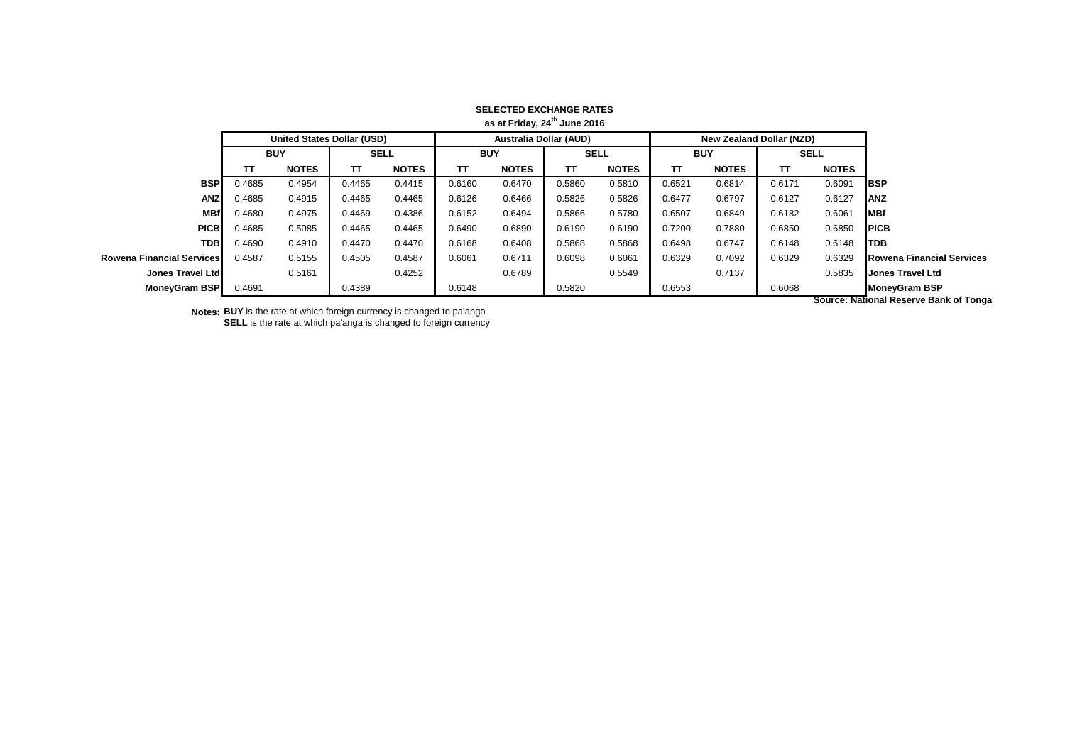**SELECTED EXCHANGE RATES**
**as at Friday, 24th June 2016**

| | United States Dollar (USD) | | | | Australia Dollar (AUD) | | | | New Zealand Dollar (NZD) | | | | |
|---|---|---|---|---|---|---|---|---|---|---|---|---|---|
| | BUY | | SELL | | BUY | | SELL | | BUY | | SELL | | |
| | TT | NOTES | TT | NOTES | TT | NOTES | TT | NOTES | TT | NOTES | TT | NOTES | |
| **BSP** | 0.4685 | 0.4954 | 0.4465 | 0.4415 | 0.6160 | 0.6470 | 0.5860 | 0.5810 | 0.6521 | 0.6814 | 0.6171 | 0.6091 | **BSP** |
| **ANZ** | 0.4685 | 0.4915 | 0.4465 | 0.4465 | 0.6126 | 0.6466 | 0.5826 | 0.5826 | 0.6477 | 0.6797 | 0.6127 | 0.6127 | **ANZ** |
| **MBf** | 0.4680 | 0.4975 | 0.4469 | 0.4386 | 0.6152 | 0.6494 | 0.5866 | 0.5780 | 0.6507 | 0.6849 | 0.6182 | 0.6061 | **MBf** |
| **PICB** | 0.4685 | 0.5085 | 0.4465 | 0.4465 | 0.6490 | 0.6890 | 0.6190 | 0.6190 | 0.7200 | 0.7880 | 0.6850 | 0.6850 | **PICB** |
| **TDB** | 0.4690 | 0.4910 | 0.4470 | 0.4470 | 0.6168 | 0.6408 | 0.5868 | 0.5868 | 0.6498 | 0.6747 | 0.6148 | 0.6148 | **TDB** |
| **Rowena Financial Services** | 0.4587 | 0.5155 | 0.4505 | 0.4587 | 0.6061 | 0.6711 | 0.6098 | 0.6061 | 0.6329 | 0.7092 | 0.6329 | 0.6329 | **Rowena Financial Services** |
| **Jones Travel Ltd** | | 0.5161 | | 0.4252 | | 0.6789 | | 0.5549 | | 0.7137 | | 0.5835 | **Jones Travel Ltd** |
| **MoneyGram BSP** | 0.4691 | | 0.4389 | | 0.6148 | | 0.5820 | | 0.6553 | | 0.6068 | | **MoneyGram BSP** |

**Source: National Reserve Bank of Tonga**

**Notes:** **BUY** is the rate at which foreign currency is changed to pa'anga
**SELL** is the rate at which pa'anga is changed to foreign currency